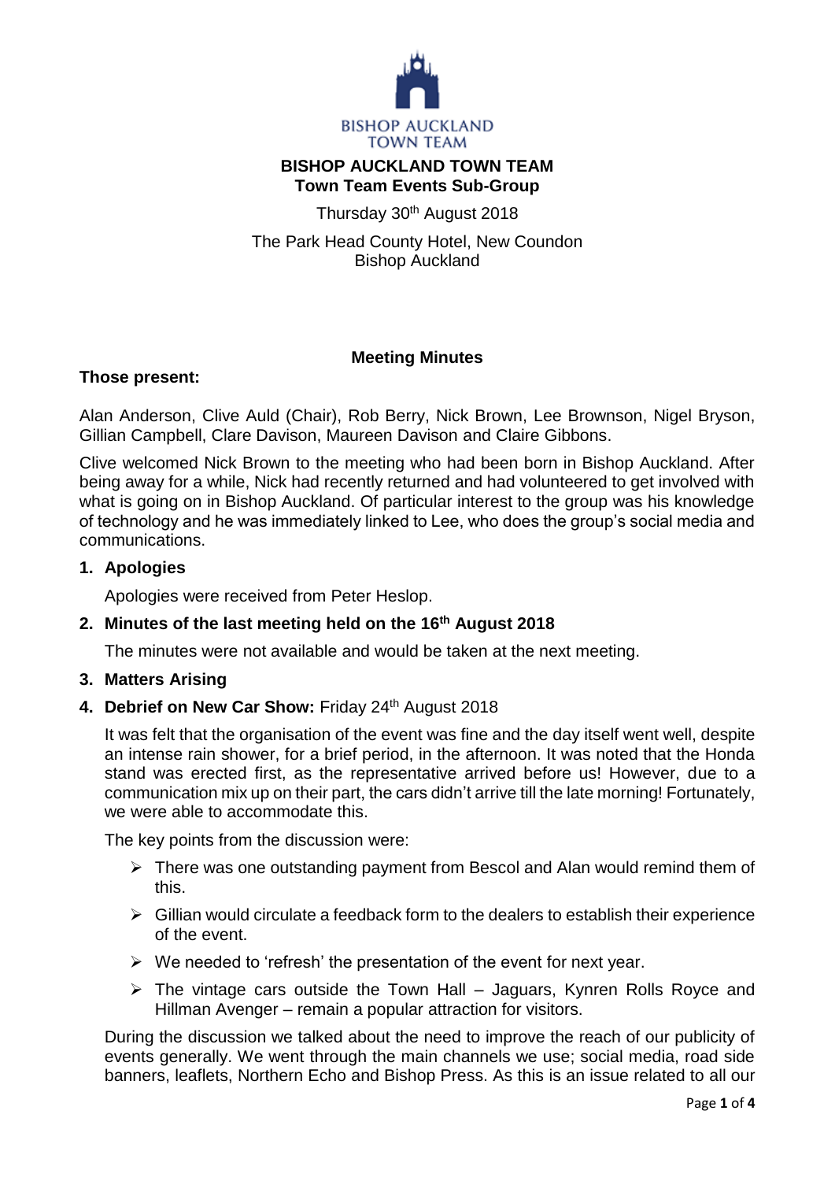BISHOP AUCKLAND TOWN TEAM

# BISHOP AUCKLAND TOWN TEAM
## Town Team Events Sub-Group

Thursday 30th August 2018

The Park Head County Hotel, New Coundon
Bishop Auckland

### Meeting Minutes

**Those present:**

Alan Anderson, Clive Auld (Chair), Rob Berry, Nick Brown, Lee Brownson, Nigel Bryson, Gillian Campbell, Clare Davison, Maureen Davison and Claire Gibbons.

Clive welcomed Nick Brown to the meeting who had been born in Bishop Auckland. After being away for a while, Nick had recently returned and had volunteered to get involved with what is going on in Bishop Auckland. Of particular interest to the group was his knowledge of technology and he was immediately linked to Lee, who does the group's social media and communications.

1. **Apologies**

   Apologies were received from Peter Heslop.

2. **Minutes of the last meeting held on the 16th August 2018**

   The minutes were not available and would be taken at the next meeting.

3. **Matters Arising**

4. **Debrief on New Car Show:** Friday 24th August 2018

   It was felt that the organisation of the event was fine and the day itself went well, despite an intense rain shower, for a brief period, in the afternoon. It was noted that the Honda stand was erected first, as the representative arrived before us! However, due to a communication mix up on their part, the cars didn't arrive till the late morning! Fortunately, we were able to accommodate this.

   The key points from the discussion were:

   - There was one outstanding payment from Bescol and Alan would remind them of this.
   - Gillian would circulate a feedback form to the dealers to establish their experience of the event.
   - We needed to 'refresh' the presentation of the event for next year.
   - The vintage cars outside the Town Hall – Jaguars, Kynren Rolls Royce and Hillman Avenger – remain a popular attraction for visitors.

   During the discussion we talked about the need to improve the reach of our publicity of events generally. We went through the main channels we use; social media, road side banners, leaflets, Northern Echo and Bishop Press. As this is an issue related to all our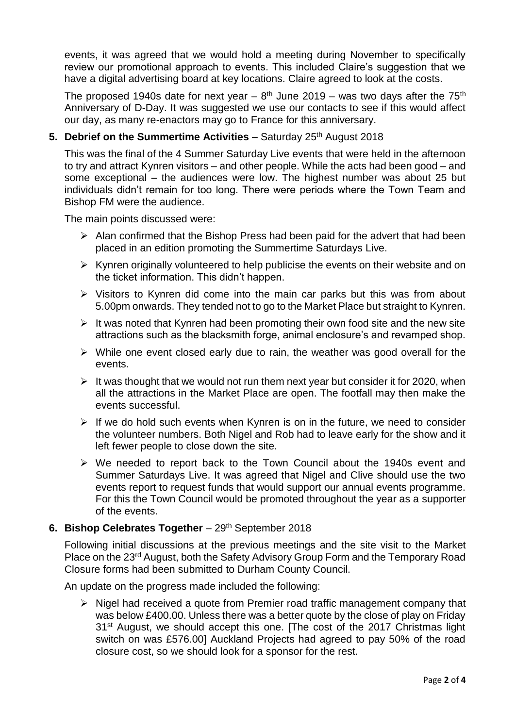events, it was agreed that we would hold a meeting during November to specifically review our promotional approach to events. This included Claire's suggestion that we have a digital advertising board at key locations. Claire agreed to look at the costs.

The proposed 1940s date for next year – 8th June 2019 – was two days after the 75th Anniversary of D-Day. It was suggested we use our contacts to see if this would affect our day, as many re-enactors may go to France for this anniversary.

**5. Debrief on the Summertime Activities** – Saturday 25th August 2018

This was the final of the 4 Summer Saturday Live events that were held in the afternoon to try and attract Kynren visitors – and other people. While the acts had been good – and some exceptional – the audiences were low. The highest number was about 25 but individuals didn't remain for too long. There were periods where the Town Team and Bishop FM were the audience.

The main points discussed were:

- Alan confirmed that the Bishop Press had been paid for the advert that had been placed in an edition promoting the Summertime Saturdays Live.
- Kynren originally volunteered to help publicise the events on their website and on the ticket information. This didn't happen.
- Visitors to Kynren did come into the main car parks but this was from about 5.00pm onwards. They tended not to go to the Market Place but straight to Kynren.
- It was noted that Kynren had been promoting their own food site and the new site attractions such as the blacksmith forge, animal enclosure's and revamped shop.
- While one event closed early due to rain, the weather was good overall for the events.
- It was thought that we would not run them next year but consider it for 2020, when all the attractions in the Market Place are open. The footfall may then make the events successful.
- If we do hold such events when Kynren is on in the future, we need to consider the volunteer numbers. Both Nigel and Rob had to leave early for the show and it left fewer people to close down the site.
- We needed to report back to the Town Council about the 1940s event and Summer Saturdays Live. It was agreed that Nigel and Clive should use the two events report to request funds that would support our annual events programme. For this the Town Council would be promoted throughout the year as a supporter of the events.

**6. Bishop Celebrates Together** – 29th September 2018

Following initial discussions at the previous meetings and the site visit to the Market Place on the 23rd August, both the Safety Advisory Group Form and the Temporary Road Closure forms had been submitted to Durham County Council.

An update on the progress made included the following:

- Nigel had received a quote from Premier road traffic management company that was below £400.00. Unless there was a better quote by the close of play on Friday 31st August, we should accept this one. [The cost of the 2017 Christmas light switch on was £576.00] Auckland Projects had agreed to pay 50% of the road closure cost, so we should look for a sponsor for the rest.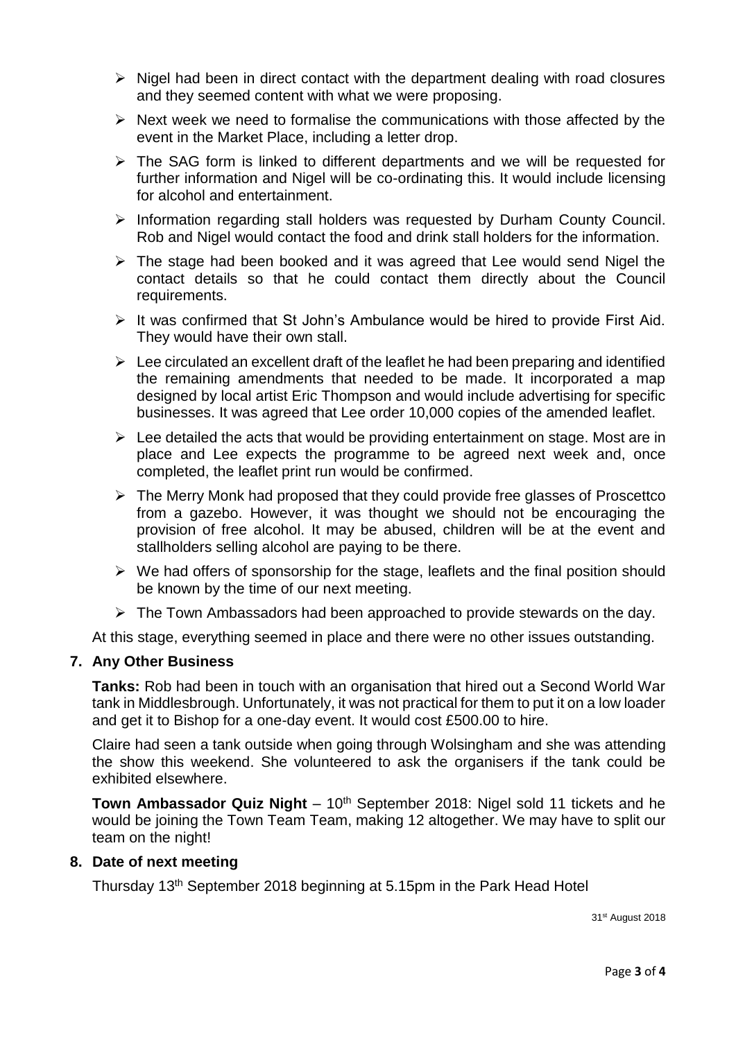- Nigel had been in direct contact with the department dealing with road closures and they seemed content with what we were proposing.
- Next week we need to formalise the communications with those affected by the event in the Market Place, including a letter drop.
- The SAG form is linked to different departments and we will be requested for further information and Nigel will be co-ordinating this. It would include licensing for alcohol and entertainment.
- Information regarding stall holders was requested by Durham County Council. Rob and Nigel would contact the food and drink stall holders for the information.
- The stage had been booked and it was agreed that Lee would send Nigel the contact details so that he could contact them directly about the Council requirements.
- It was confirmed that St John's Ambulance would be hired to provide First Aid. They would have their own stall.
- Lee circulated an excellent draft of the leaflet he had been preparing and identified the remaining amendments that needed to be made. It incorporated a map designed by local artist Eric Thompson and would include advertising for specific businesses. It was agreed that Lee order 10,000 copies of the amended leaflet.
- Lee detailed the acts that would be providing entertainment on stage. Most are in place and Lee expects the programme to be agreed next week and, once completed, the leaflet print run would be confirmed.
- The Merry Monk had proposed that they could provide free glasses of Proscettco from a gazebo. However, it was thought we should not be encouraging the provision of free alcohol. It may be abused, children will be at the event and stallholders selling alcohol are paying to be there.
- We had offers of sponsorship for the stage, leaflets and the final position should be known by the time of our next meeting.
- The Town Ambassadors had been approached to provide stewards on the day.

At this stage, everything seemed in place and there were no other issues outstanding.

## 7. Any Other Business

**Tanks:** Rob had been in touch with an organisation that hired out a Second World War tank in Middlesbrough. Unfortunately, it was not practical for them to put it on a low loader and get it to Bishop for a one-day event. It would cost £500.00 to hire.

Claire had seen a tank outside when going through Wolsingham and she was attending the show this weekend. She volunteered to ask the organisers if the tank could be exhibited elsewhere.

**Town Ambassador Quiz Night** – 10th September 2018: Nigel sold 11 tickets and he would be joining the Town Team Team, making 12 altogether. We may have to split our team on the night!

## 8. Date of next meeting

Thursday 13th September 2018 beginning at 5.15pm in the Park Head Hotel

31st August 2018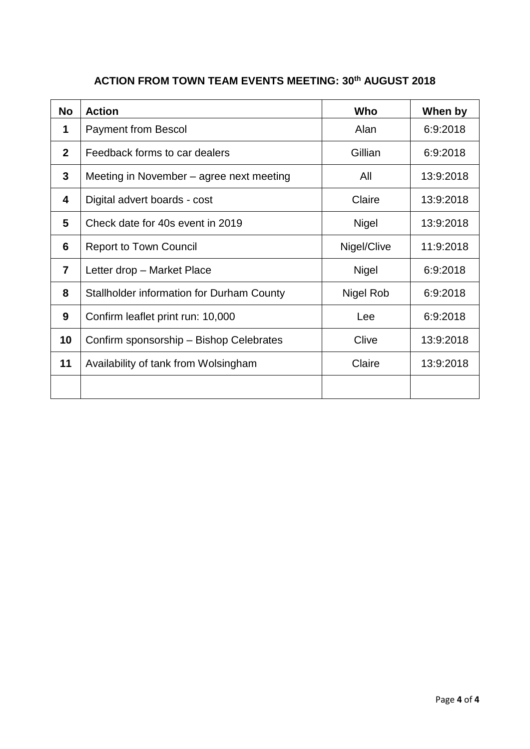## ACTION FROM TOWN TEAM EVENTS MEETING: 30th AUGUST 2018

| No | Action | Who | When by |
|---|---|---|---|
| 1 | Payment from Bescol | Alan | 6:9:2018 |
| 2 | Feedback forms to car dealers | Gillian | 6:9:2018 |
| 3 | Meeting in November – agree next meeting | All | 13:9:2018 |
| 4 | Digital advert boards - cost | Claire | 13:9:2018 |
| 5 | Check date for 40s event in 2019 | Nigel | 13:9:2018 |
| 6 | Report to Town Council | Nigel/Clive | 11:9:2018 |
| 7 | Letter drop – Market Place | Nigel | 6:9:2018 |
| 8 | Stallholder information for Durham County | Nigel Rob | 6:9:2018 |
| 9 | Confirm leaflet print run: 10,000 | Lee | 6:9:2018 |
| 10 | Confirm sponsorship – Bishop Celebrates | Clive | 13:9:2018 |
| 11 | Availability of tank from Wolsingham | Claire | 13:9:2018 |
| | | | |